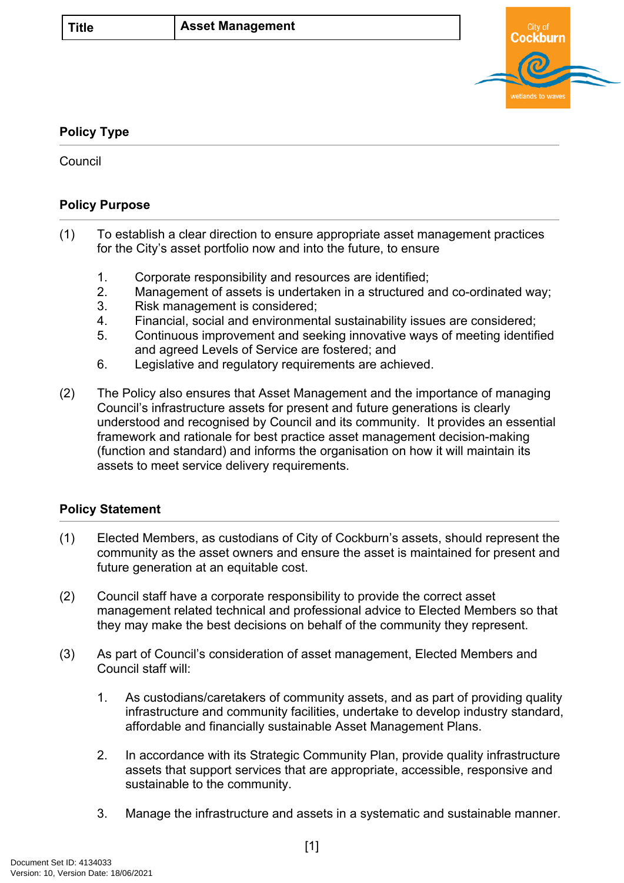| Title | Asset Management |
| --- | --- |

## Policy Type

Council

## Policy Purpose

(1) To establish a clear direction to ensure appropriate asset management practices for the City's asset portfolio now and into the future, to ensure

1. Corporate responsibility and resources are identified;
2. Management of assets is undertaken in a structured and co-ordinated way;
3. Risk management is considered;
4. Financial, social and environmental sustainability issues are considered;
5. Continuous improvement and seeking innovative ways of meeting identified and agreed Levels of Service are fostered; and
6. Legislative and regulatory requirements are achieved.

(2) The Policy also ensures that Asset Management and the importance of managing Council's infrastructure assets for present and future generations is clearly understood and recognised by Council and its community. It provides an essential framework and rationale for best practice asset management decision-making (function and standard) and informs the organisation on how it will maintain its assets to meet service delivery requirements.

## Policy Statement

(1) Elected Members, as custodians of City of Cockburn's assets, should represent the community as the asset owners and ensure the asset is maintained for present and future generation at an equitable cost.

(2) Council staff have a corporate responsibility to provide the correct asset management related technical and professional advice to Elected Members so that they may make the best decisions on behalf of the community they represent.

(3) As part of Council's consideration of asset management, Elected Members and Council staff will:

1. As custodians/caretakers of community assets, and as part of providing quality infrastructure and community facilities, undertake to develop industry standard, affordable and financially sustainable Asset Management Plans.

2. In accordance with its Strategic Community Plan, provide quality infrastructure assets that support services that are appropriate, accessible, responsive and sustainable to the community.

3. Manage the infrastructure and assets in a systematic and sustainable manner.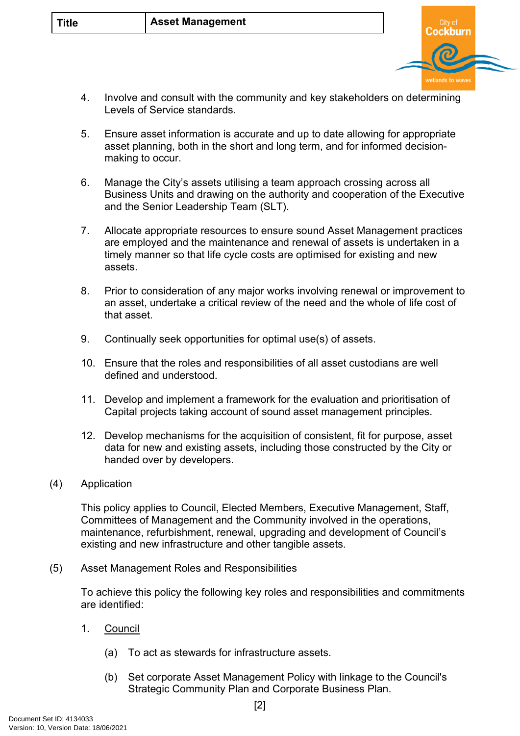4. Involve and consult with the community and key stakeholders on determining Levels of Service standards.

5. Ensure asset information is accurate and up to date allowing for appropriate asset planning, both in the short and long term, and for informed decision-making to occur.

6. Manage the City's assets utilising a team approach crossing across all Business Units and drawing on the authority and cooperation of the Executive and the Senior Leadership Team (SLT).

7. Allocate appropriate resources to ensure sound Asset Management practices are employed and the maintenance and renewal of assets is undertaken in a timely manner so that life cycle costs are optimised for existing and new assets.

8. Prior to consideration of any major works involving renewal or improvement to an asset, undertake a critical review of the need and the whole of life cost of that asset.

9. Continually seek opportunities for optimal use(s) of assets.

10. Ensure that the roles and responsibilities of all asset custodians are well defined and understood.

11. Develop and implement a framework for the evaluation and prioritisation of Capital projects taking account of sound asset management principles.

12. Develop mechanisms for the acquisition of consistent, fit for purpose, asset data for new and existing assets, including those constructed by the City or handed over by developers.

(4) Application

This policy applies to Council, Elected Members, Executive Management, Staff, Committees of Management and the Community involved in the operations, maintenance, refurbishment, renewal, upgrading and development of Council's existing and new infrastructure and other tangible assets.

(5) Asset Management Roles and Responsibilities

To achieve this policy the following key roles and responsibilities and commitments are identified:

1. <u>Council</u>

   (a) To act as stewards for infrastructure assets.

   (b) Set corporate Asset Management Policy with linkage to the Council's Strategic Community Plan and Corporate Business Plan.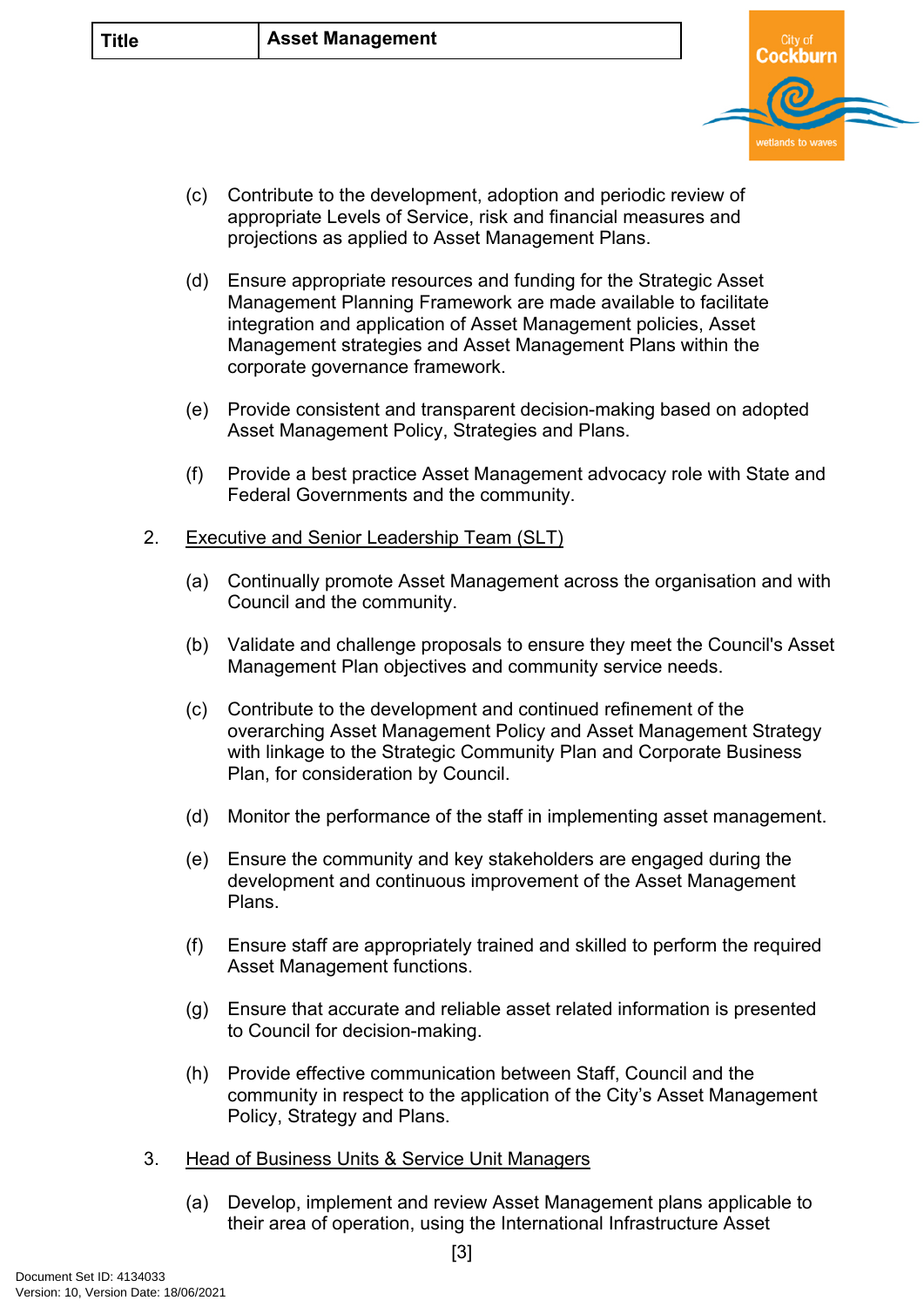(c) Contribute to the development, adoption and periodic review of appropriate Levels of Service, risk and financial measures and projections as applied to Asset Management Plans.

(d) Ensure appropriate resources and funding for the Strategic Asset Management Planning Framework are made available to facilitate integration and application of Asset Management policies, Asset Management strategies and Asset Management Plans within the corporate governance framework.

(e) Provide consistent and transparent decision-making based on adopted Asset Management Policy, Strategies and Plans.

(f) Provide a best practice Asset Management advocacy role with State and Federal Governments and the community.

2. <u>Executive and Senior Leadership Team (SLT)</u>

(a) Continually promote Asset Management across the organisation and with Council and the community.

(b) Validate and challenge proposals to ensure they meet the Council's Asset Management Plan objectives and community service needs.

(c) Contribute to the development and continued refinement of the overarching Asset Management Policy and Asset Management Strategy with linkage to the Strategic Community Plan and Corporate Business Plan, for consideration by Council.

(d) Monitor the performance of the staff in implementing asset management.

(e) Ensure the community and key stakeholders are engaged during the development and continuous improvement of the Asset Management Plans.

(f) Ensure staff are appropriately trained and skilled to perform the required Asset Management functions.

(g) Ensure that accurate and reliable asset related information is presented to Council for decision-making.

(h) Provide effective communication between Staff, Council and the community in respect to the application of the City's Asset Management Policy, Strategy and Plans.

3. <u>Head of Business Units & Service Unit Managers</u>

(a) Develop, implement and review Asset Management plans applicable to their area of operation, using the International Infrastructure Asset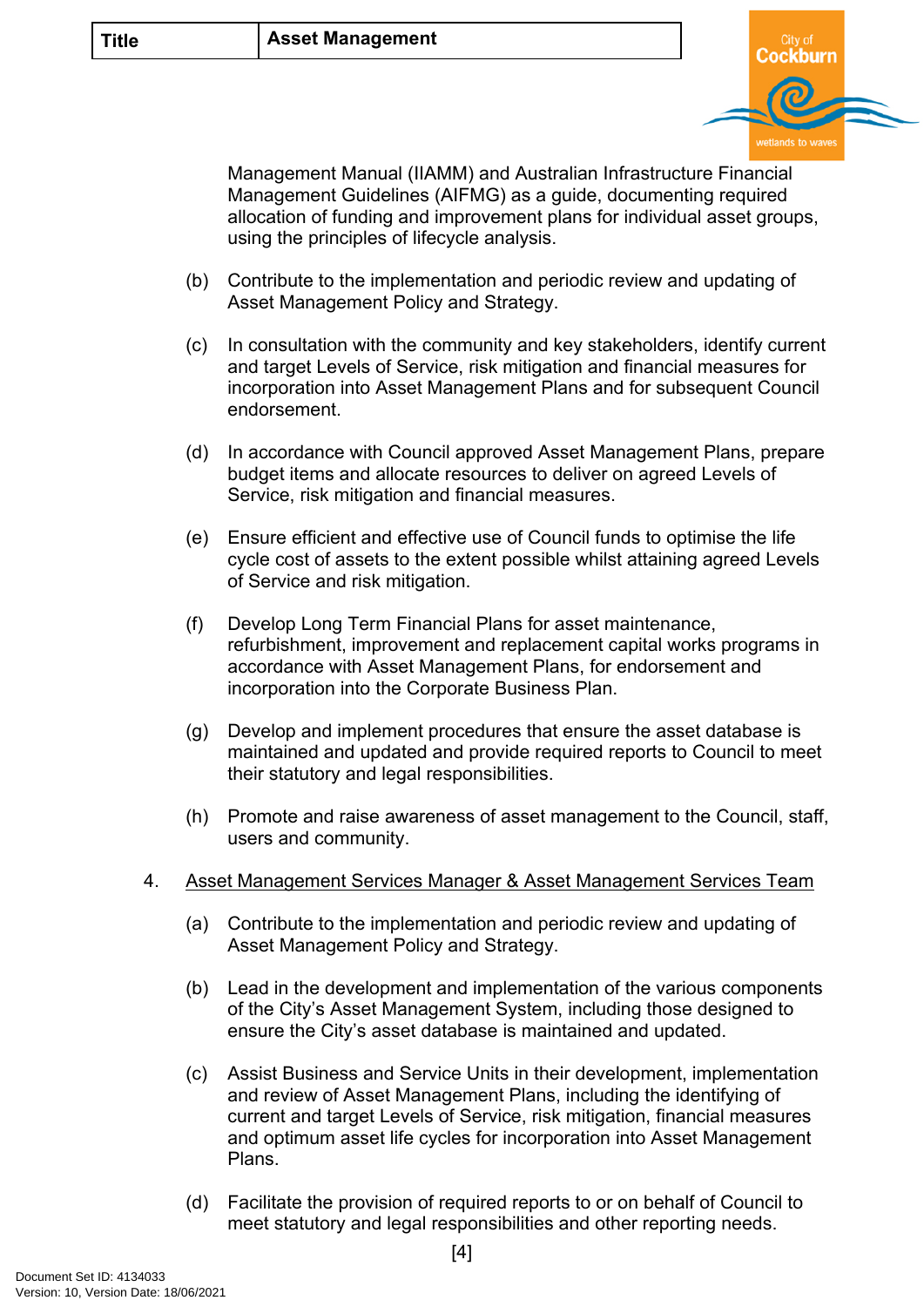Management Manual (IIAMM) and Australian Infrastructure Financial Management Guidelines (AIFMG) as a guide, documenting required allocation of funding and improvement plans for individual asset groups, using the principles of lifecycle analysis.

(b) Contribute to the implementation and periodic review and updating of Asset Management Policy and Strategy.

(c) In consultation with the community and key stakeholders, identify current and target Levels of Service, risk mitigation and financial measures for incorporation into Asset Management Plans and for subsequent Council endorsement.

(d) In accordance with Council approved Asset Management Plans, prepare budget items and allocate resources to deliver on agreed Levels of Service, risk mitigation and financial measures.

(e) Ensure efficient and effective use of Council funds to optimise the life cycle cost of assets to the extent possible whilst attaining agreed Levels of Service and risk mitigation.

(f) Develop Long Term Financial Plans for asset maintenance, refurbishment, improvement and replacement capital works programs in accordance with Asset Management Plans, for endorsement and incorporation into the Corporate Business Plan.

(g) Develop and implement procedures that ensure the asset database is maintained and updated and provide required reports to Council to meet their statutory and legal responsibilities.

(h) Promote and raise awareness of asset management to the Council, staff, users and community.

4. Asset Management Services Manager & Asset Management Services Team

(a) Contribute to the implementation and periodic review and updating of Asset Management Policy and Strategy.

(b) Lead in the development and implementation of the various components of the City's Asset Management System, including those designed to ensure the City's asset database is maintained and updated.

(c) Assist Business and Service Units in their development, implementation and review of Asset Management Plans, including the identifying of current and target Levels of Service, risk mitigation, financial measures and optimum asset life cycles for incorporation into Asset Management Plans.

(d) Facilitate the provision of required reports to or on behalf of Council to meet statutory and legal responsibilities and other reporting needs.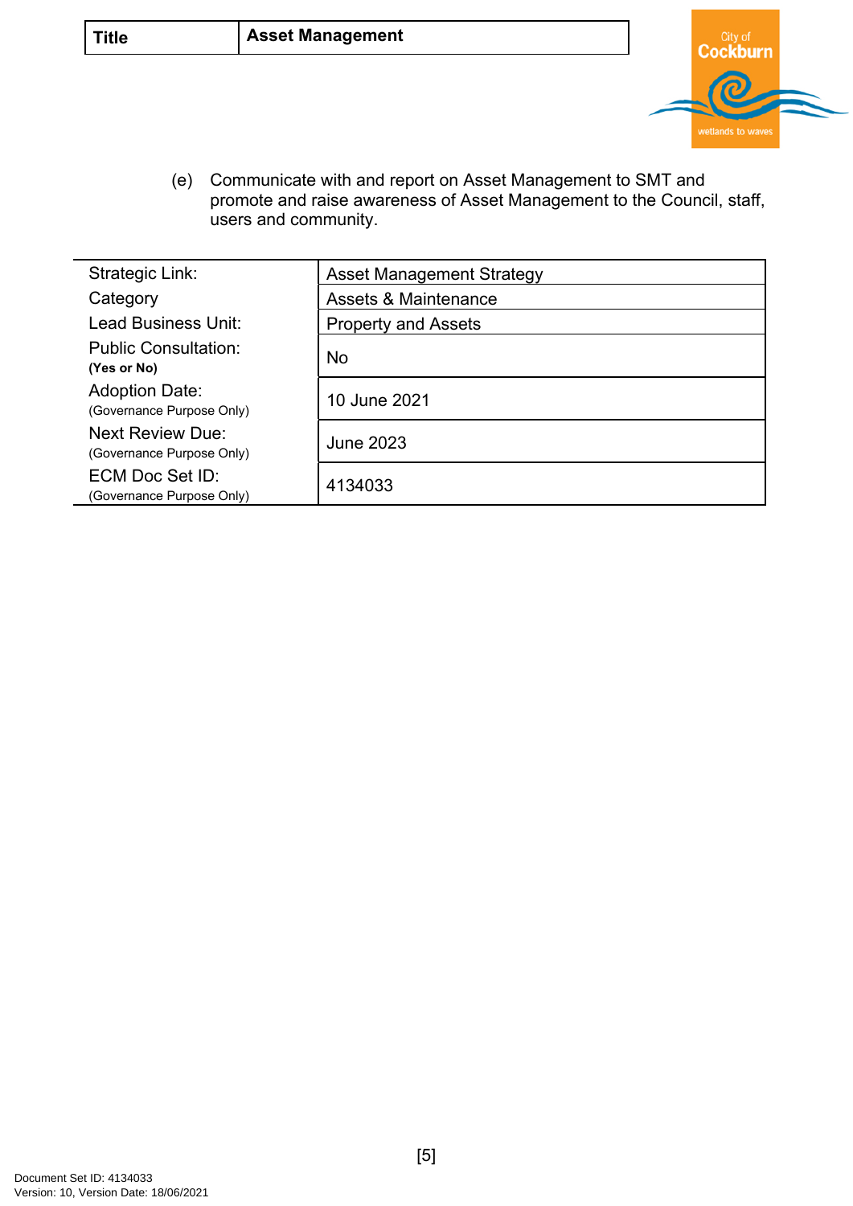| Title | Asset Management |
|---|---|

(e) Communicate with and report on Asset Management to SMT and promote and raise awareness of Asset Management to the Council, staff, users and community.

| | |
|---|---|
| Strategic Link: | Asset Management Strategy |
| Category | Assets & Maintenance |
| Lead Business Unit: | Property and Assets |
| Public Consultation: **(Yes or No)** | No |
| Adoption Date: (Governance Purpose Only) | 10 June 2021 |
| Next Review Due: (Governance Purpose Only) | June 2023 |
| ECM Doc Set ID: (Governance Purpose Only) | 4134033 |

Document Set ID: 4134033
Version: 10, Version Date: 18/06/2021